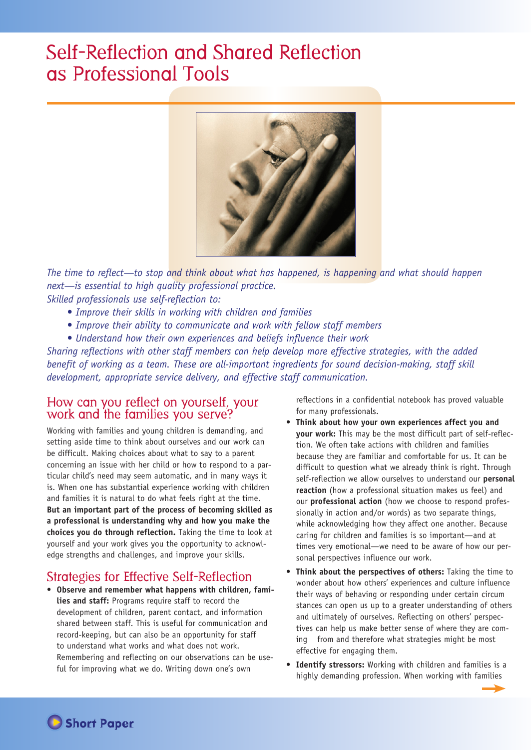# Self-Reflection and Shared Reflection as Professional Tools

*The time to reflect—to stop and think about what has happened, is happening and what should happen next—is essential to high quality professional practice.*

*Skilled professionals use self-reflection to:*

- *Improve their skills in working with children and families*
- *Improve their ability to communicate and work with fellow staff members*
- *Understand how their own experiences and beliefs influence their work*

*Sharing reflections with other staff members can help develop more effective strategies, with the added benefit of working as a team. These are all-important ingredients for sound decision-making, staff skill development, appropriate service delivery, and effective staff communication.*

## How can you reflect on yourself, your work and the families you serve?

Working with families and young children is demanding, and setting aside time to think about ourselves and our work can be difficult. Making choices about what to say to a parent concerning an issue with her child or how to respond to a particular child's need may seem automatic, and in many ways it is. When one has substantial experience working with children and families it is natural to do what feels right at the time. **But an important part of the process of becoming skilled as a professional is understanding why and how you make the choices you do through reflection.** Taking the time to look at yourself and your work gives you the opportunity to acknowledge strengths and challenges, and improve your skills.

## Strategies for Effective Self-Reflection

- **Observe and remember what happens with children, families and staff:** Programs require staff to record the development of children, parent contact, and information shared between staff. This is useful for communication and record-keeping, but can also be an opportunity for staff to understand what works and what does not work. Remembering and reflecting on our observations can be useful for improving what we do. Writing down one's own reflections in a confidential notebook has proved valuable for many professionals.
- **Think about how your own experiences affect you and your work:** This may be the most difficult part of self-reflection. We often take actions with children and families because they are familiar and comfortable for us. It can be difficult to question what we already think is right. Through self-reflection we allow ourselves to understand our **personal reaction** (how a professional situation makes us feel) and our **professional action** (how we choose to respond professionally in action and/or words) as two separate things, while acknowledging how they affect one another. Because caring for children and families is so important—and at times very emotional—we need to be aware of how our personal perspectives influence our work.
- **Think about the perspectives of others:** Taking the time to wonder about how others' experiences and culture influence their ways of behaving or responding under certain circum stances can open us up to a greater understanding of others and ultimately of ourselves. Reflecting on others' perspectives can help us make better sense of where they are coming from and therefore what strategies might be most effective for engaging them.
- **Identify stressors:** Working with children and families is a highly demanding profession. When working with families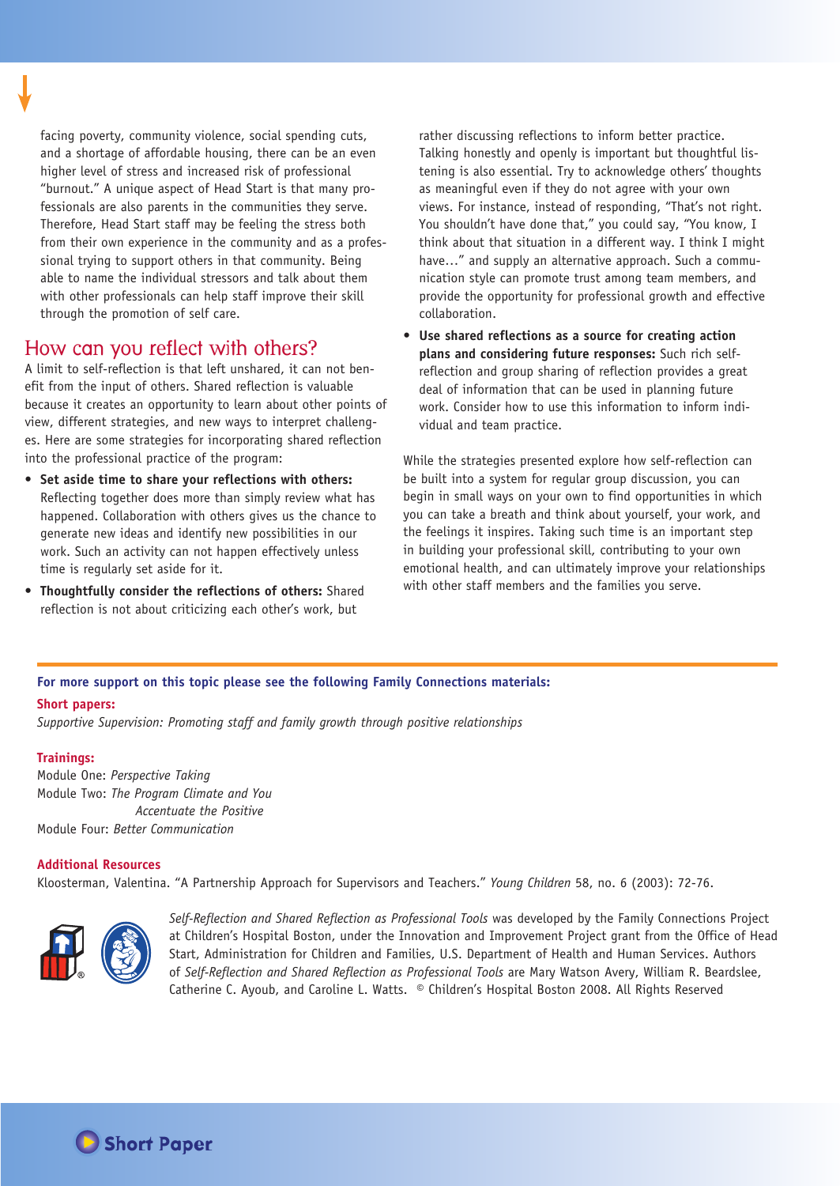facing poverty, community violence, social spending cuts, and a shortage of affordable housing, there can be an even higher level of stress and increased risk of professional "burnout." A unique aspect of Head Start is that many professionals are also parents in the communities they serve. Therefore, Head Start staff may be feeling the stress both from their own experience in the community and as a professional trying to support others in that community. Being able to name the individual stressors and talk about them with other professionals can help staff improve their skill through the promotion of self care.

## How can you reflect with others?

A limit to self-reflection is that left unshared, it can not benefit from the input of others. Shared reflection is valuable because it creates an opportunity to learn about other points of view, different strategies, and new ways to interpret challenges. Here are some strategies for incorporating shared reflection into the professional practice of the program:

- **Set aside time to share your reflections with others:** Reflecting together does more than simply review what has happened. Collaboration with others gives us the chance to generate new ideas and identify new possibilities in our work. Such an activity can not happen effectively unless time is regularly set aside for it.
- **Thoughtfully consider the reflections of others:** Shared reflection is not about criticizing each other's work, but rather discussing reflections to inform better practice. Talking honestly and openly is important but thoughtful listening is also essential. Try to acknowledge others' thoughts as meaningful even if they do not agree with your own views. For instance, instead of responding, "That's not right. You shouldn't have done that," you could say, "You know, I think about that situation in a different way. I think I might have…" and supply an alternative approach. Such a communication style can promote trust among team members, and provide the opportunity for professional growth and effective collaboration.
- **Use shared reflections as a source for creating action plans and considering future responses:** Such rich self-reflection and group sharing of reflection provides a great deal of information that can be used in planning future work. Consider how to use this information to inform individual and team practice.

While the strategies presented explore how self-reflection can be built into a system for regular group discussion, you can begin in small ways on your own to find opportunities in which you can take a breath and think about yourself, your work, and the feelings it inspires. Taking such time is an important step in building your professional skill, contributing to your own emotional health, and can ultimately improve your relationships with other staff members and the families you serve.

---

**For more support on this topic please see the following Family Connections materials:**

**Short papers:**

*Supportive Supervision: Promoting staff and family growth through positive relationships*

**Trainings:**

Module One: *Perspective Taking*
Module Two: *The Program Climate and You*
*Accentuate the Positive*
Module Four: *Better Communication*

**Additional Resources**

Kloosterman, Valentina. "A Partnership Approach for Supervisors and Teachers." *Young Children* 58, no. 6 (2003): 72-76.

*Self-Reflection and Shared Reflection as Professional Tools* was developed by the Family Connections Project at Children's Hospital Boston, under the Innovation and Improvement Project grant from the Office of Head Start, Administration for Children and Families, U.S. Department of Health and Human Services. Authors of *Self-Reflection and Shared Reflection as Professional Tools* are Mary Watson Avery, William R. Beardslee, Catherine C. Ayoub, and Caroline L. Watts. © Children's Hospital Boston 2008. All Rights Reserved

Short Paper